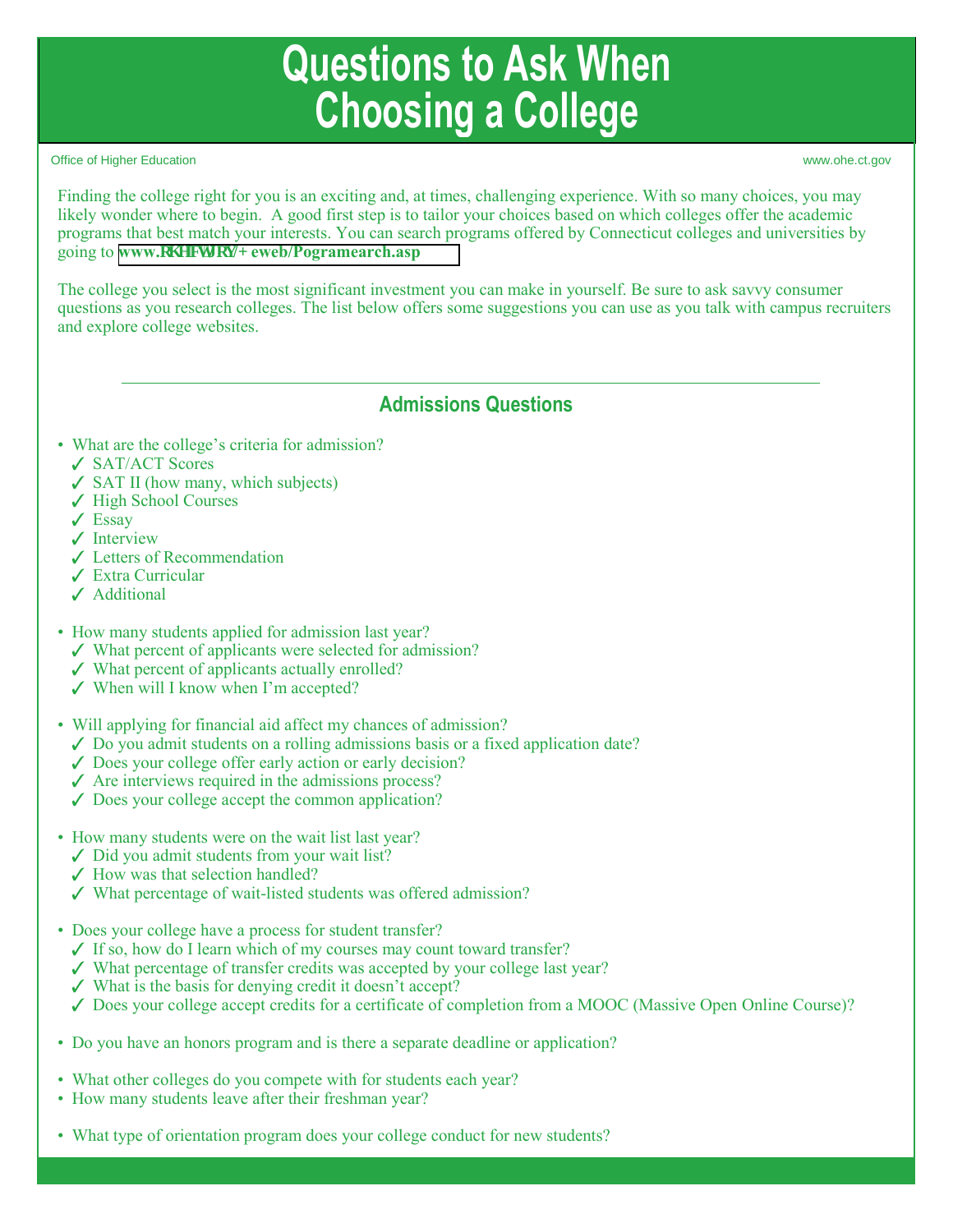# Questions to Ask When Choosing a College

Office of Higher Education www.ohe.ct.gov

Finding the college right for you is an exciting and, at times, challenging experience. With so many choices, you may likely wonder where to begin. A good first step is to tailor your choices based on which colleges offer the academic programs that best match your interests. You can search programs offered by Connecticut colleges and universities by going to **www.RKHFWJRY/+ eweb/Pogramearch.asp**

The college you select is the most significant investment you can make in yourself. Be sure to ask savvy consumer questions as you research colleges. The list below offers some suggestions you can use as you talk with campus recruiters and explore college websites.

---

## Admissions Questions

- What are the college's criteria for admission?
  - ✓ SAT/ACT Scores
  - ✓ SAT II (how many, which subjects)
  - ✓ High School Courses
  - ✓ Essay
  - ✓ Interview
  - ✓ Letters of Recommendation
  - ✓ Extra Curricular
  - ✓ Additional

- How many students applied for admission last year?
  - ✓ What percent of applicants were selected for admission?
  - ✓ What percent of applicants actually enrolled?
  - ✓ When will I know when I'm accepted?

- Will applying for financial aid affect my chances of admission?
  - ✓ Do you admit students on a rolling admissions basis or a fixed application date?
  - ✓ Does your college offer early action or early decision?
  - ✓ Are interviews required in the admissions process?
  - ✓ Does your college accept the common application?

- How many students were on the wait list last year?
  - ✓ Did you admit students from your wait list?
  - ✓ How was that selection handled?
  - ✓ What percentage of wait-listed students was offered admission?

- Does your college have a process for student transfer?
  - ✓ If so, how do I learn which of my courses may count toward transfer?
  - ✓ What percentage of transfer credits was accepted by your college last year?
  - ✓ What is the basis for denying credit it doesn't accept?
  - ✓ Does your college accept credits for a certificate of completion from a MOOC (Massive Open Online Course)?

- Do you have an honors program and is there a separate deadline or application?

- What other colleges do you compete with for students each year?
- How many students leave after their freshman year?

- What type of orientation program does your college conduct for new students?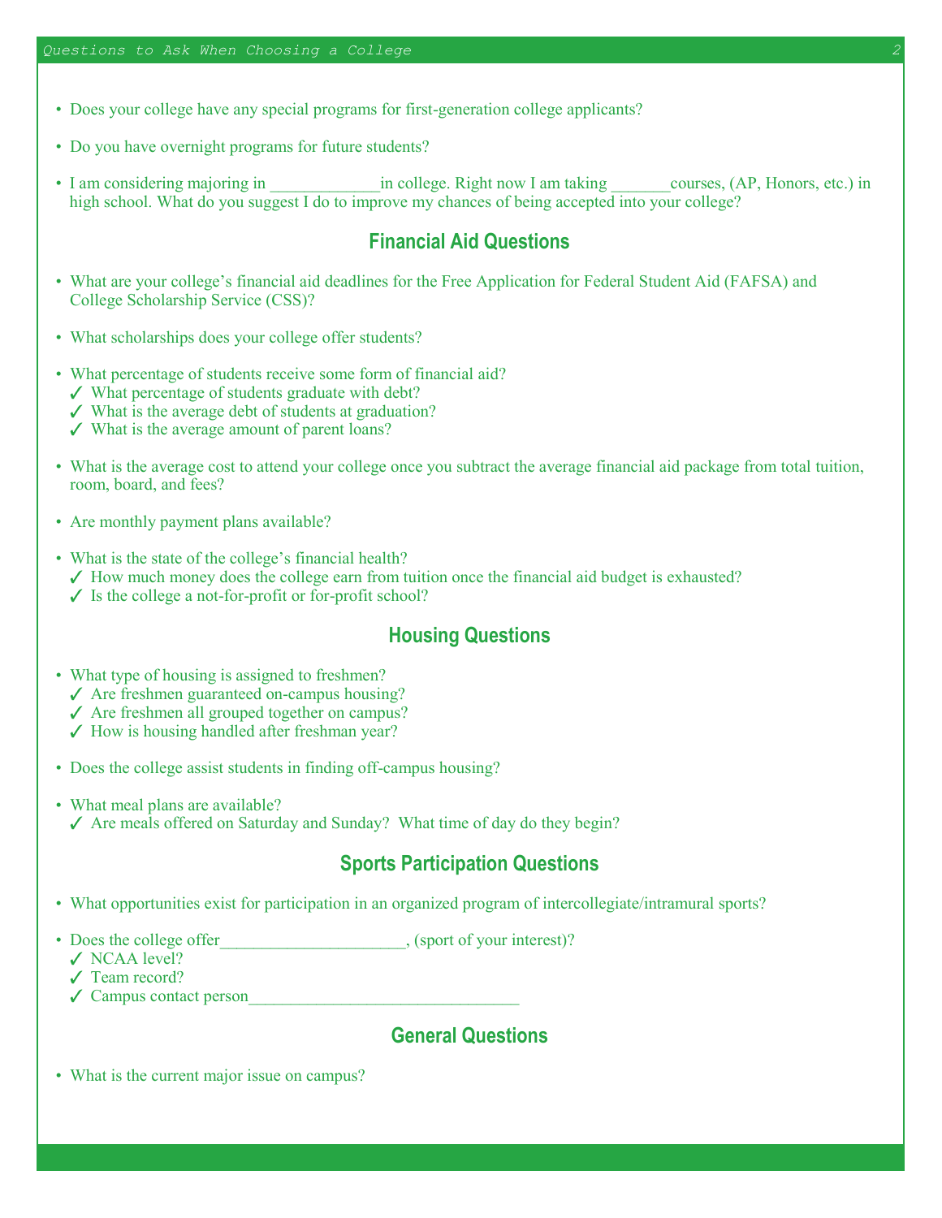- Does your college have any special programs for first-generation college applicants?

- Do you have overnight programs for future students?

- I am considering majoring in _____________in college. Right now I am taking _______courses, (AP, Honors, etc.) in high school. What do you suggest I do to improve my chances of being accepted into your college?

## Financial Aid Questions

- What are your college's financial aid deadlines for the Free Application for Federal Student Aid (FAFSA) and College Scholarship Service (CSS)?

- What scholarships does your college offer students?

- What percentage of students receive some form of financial aid?
  - ✓ What percentage of students graduate with debt?
  - ✓ What is the average debt of students at graduation?
  - ✓ What is the average amount of parent loans?

- What is the average cost to attend your college once you subtract the average financial aid package from total tuition, room, board, and fees?

- Are monthly payment plans available?

- What is the state of the college's financial health?
  - ✓ How much money does the college earn from tuition once the financial aid budget is exhausted?
  - ✓ Is the college a not-for-profit or for-profit school?

## Housing Questions

- What type of housing is assigned to freshmen?
  - ✓ Are freshmen guaranteed on-campus housing?
  - ✓ Are freshmen all grouped together on campus?
  - ✓ How is housing handled after freshman year?

- Does the college assist students in finding off-campus housing?

- What meal plans are available?
  - ✓ Are meals offered on Saturday and Sunday? What time of day do they begin?

## Sports Participation Questions

- What opportunities exist for participation in an organized program of intercollegiate/intramural sports?

- Does the college offer_____________________, (sport of your interest)?
  - ✓ NCAA level?
  - ✓ Team record?
  - ✓ Campus contact person________________________________

## General Questions

- What is the current major issue on campus?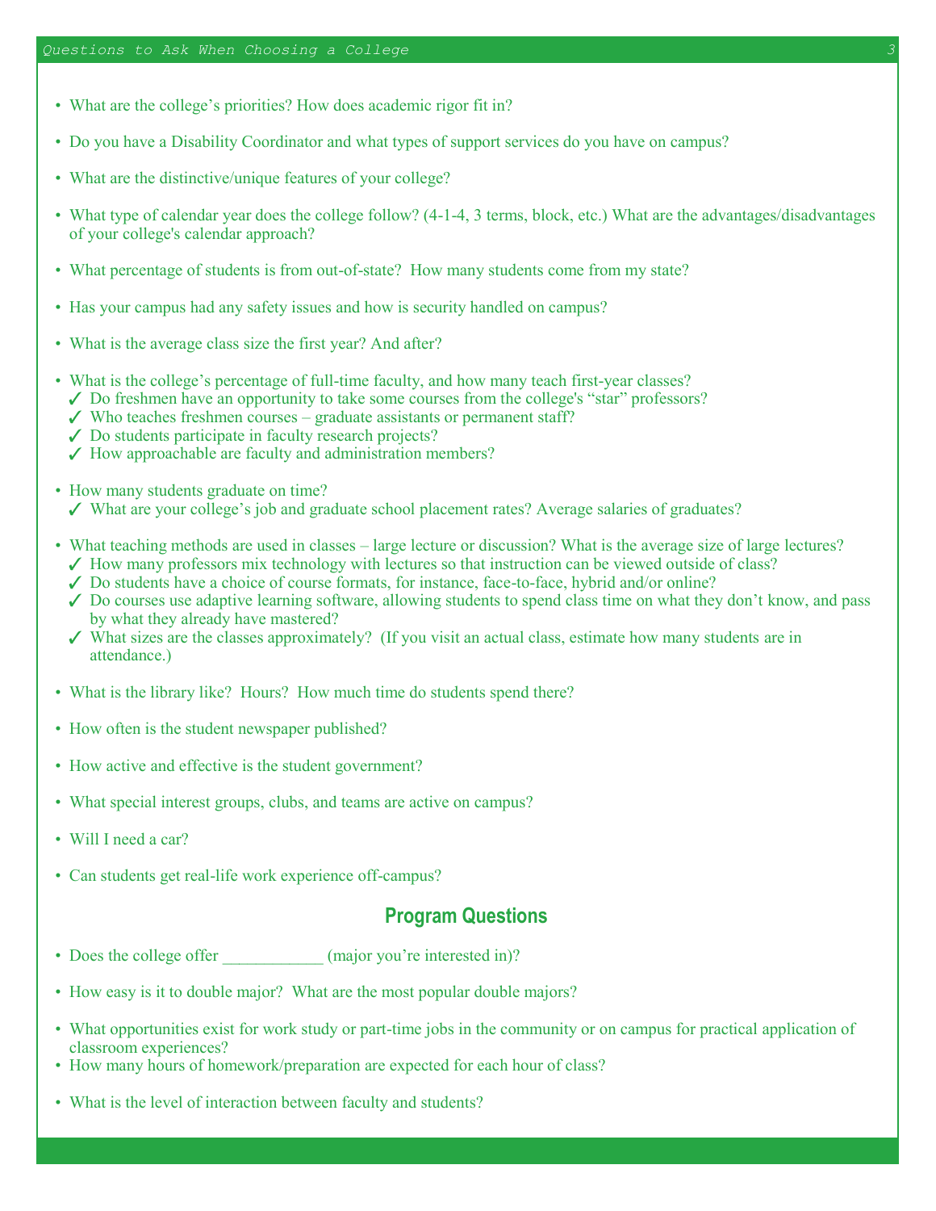- What are the college's priorities? How does academic rigor fit in?

- Do you have a Disability Coordinator and what types of support services do you have on campus?

- What are the distinctive/unique features of your college?

- What type of calendar year does the college follow? (4-1-4, 3 terms, block, etc.) What are the advantages/disadvantages of your college's calendar approach?

- What percentage of students is from out-of-state? How many students come from my state?

- Has your campus had any safety issues and how is security handled on campus?

- What is the average class size the first year? And after?

- What is the college's percentage of full-time faculty, and how many teach first-year classes?
  - ✓ Do freshmen have an opportunity to take some courses from the college's "star" professors?
  - ✓ Who teaches freshmen courses – graduate assistants or permanent staff?
  - ✓ Do students participate in faculty research projects?
  - ✓ How approachable are faculty and administration members?

- How many students graduate on time?
  - ✓ What are your college's job and graduate school placement rates? Average salaries of graduates?

- What teaching methods are used in classes – large lecture or discussion? What is the average size of large lectures?
  - ✓ How many professors mix technology with lectures so that instruction can be viewed outside of class?
  - ✓ Do students have a choice of course formats, for instance, face-to-face, hybrid and/or online?
  - ✓ Do courses use adaptive learning software, allowing students to spend class time on what they don't know, and pass by what they already have mastered?
  - ✓ What sizes are the classes approximately? (If you visit an actual class, estimate how many students are in attendance.)

- What is the library like? Hours? How much time do students spend there?

- How often is the student newspaper published?

- How active and effective is the student government?

- What special interest groups, clubs, and teams are active on campus?

- Will I need a car?

- Can students get real-life work experience off-campus?

## Program Questions

- Does the college offer ____________ (major you're interested in)?

- How easy is it to double major? What are the most popular double majors?

- What opportunities exist for work study or part-time jobs in the community or on campus for practical application of classroom experiences?
- How many hours of homework/preparation are expected for each hour of class?

- What is the level of interaction between faculty and students?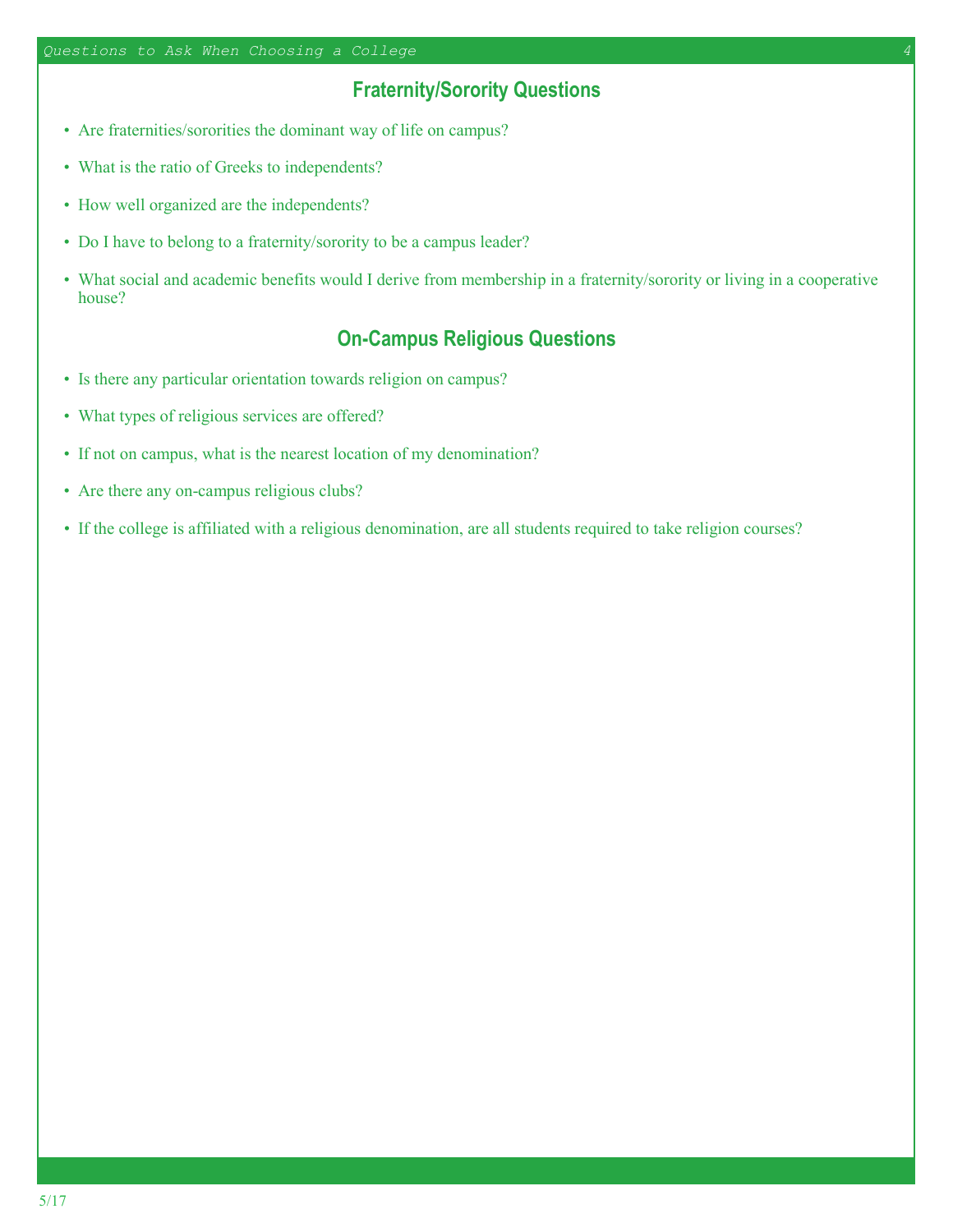## Fraternity/Sorority Questions

- Are fraternities/sororities the dominant way of life on campus?
- What is the ratio of Greeks to independents?
- How well organized are the independents?
- Do I have to belong to a fraternity/sorority to be a campus leader?
- What social and academic benefits would I derive from membership in a fraternity/sorority or living in a cooperative house?

## On-Campus Religious Questions

- Is there any particular orientation towards religion on campus?
- What types of religious services are offered?
- If not on campus, what is the nearest location of my denomination?
- Are there any on-campus religious clubs?
- If the college is affiliated with a religious denomination, are all students required to take religion courses?